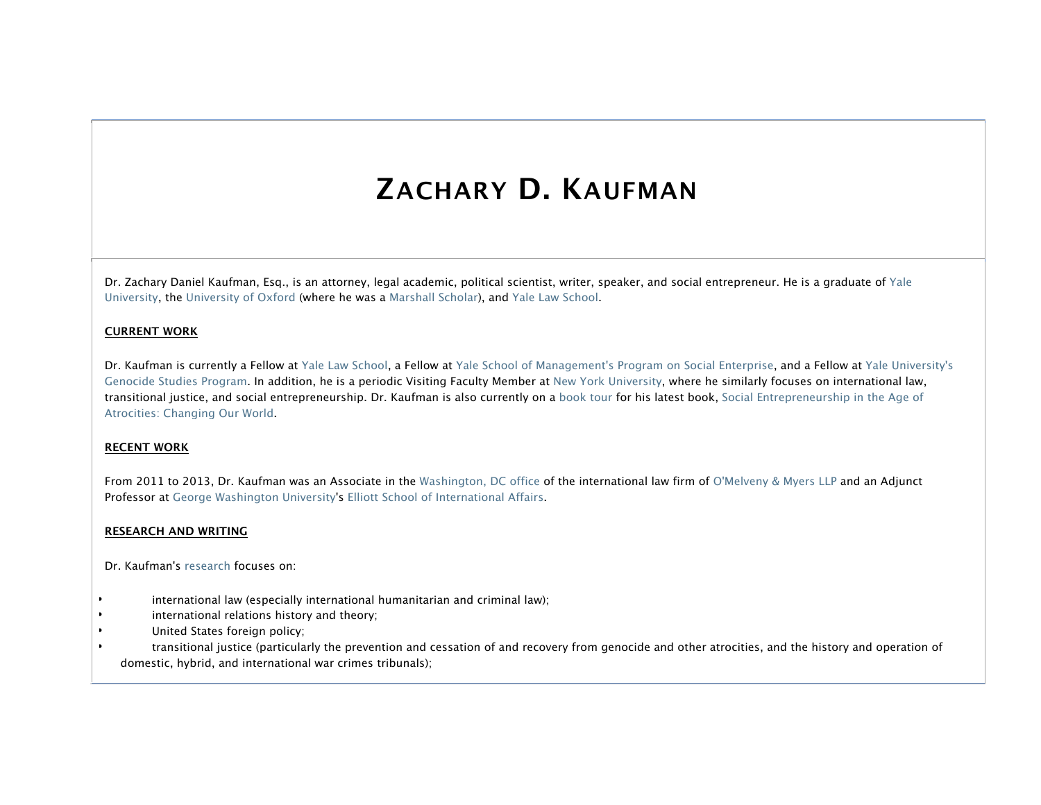# Zachary D. Kaufman

Dr. Zachary Daniel Kaufman, Esq., is an attorney, legal academic, political scientist, writer, speaker, and social entrepreneur. He is a graduate of Yale University, the University of Oxford (where he was a Marshall Scholar), and Yale Law School.

**CURRENT WORK**

Dr. Kaufman is currently a Fellow at Yale Law School, a Fellow at Yale School of Management's Program on Social Enterprise, and a Fellow at Yale University's Genocide Studies Program. In addition, he is a periodic Visiting Faculty Member at New York University, where he similarly focuses on international law, transitional justice, and social entrepreneurship. Dr. Kaufman is also currently on a book tour for his latest book, Social Entrepreneurship in the Age of Atrocities: Changing Our World.

**RECENT WORK**

From 2011 to 2013, Dr. Kaufman was an Associate in the Washington, DC office of the international law firm of O'Melveny & Myers LLP and an Adjunct Professor at George Washington University's Elliott School of International Affairs.

**RESEARCH AND WRITING**

Dr. Kaufman's research focuses on:

- international law (especially international humanitarian and criminal law);
- international relations history and theory;
- United States foreign policy;
- transitional justice (particularly the prevention and cessation of and recovery from genocide and other atrocities, and the history and operation of domestic, hybrid, and international war crimes tribunals);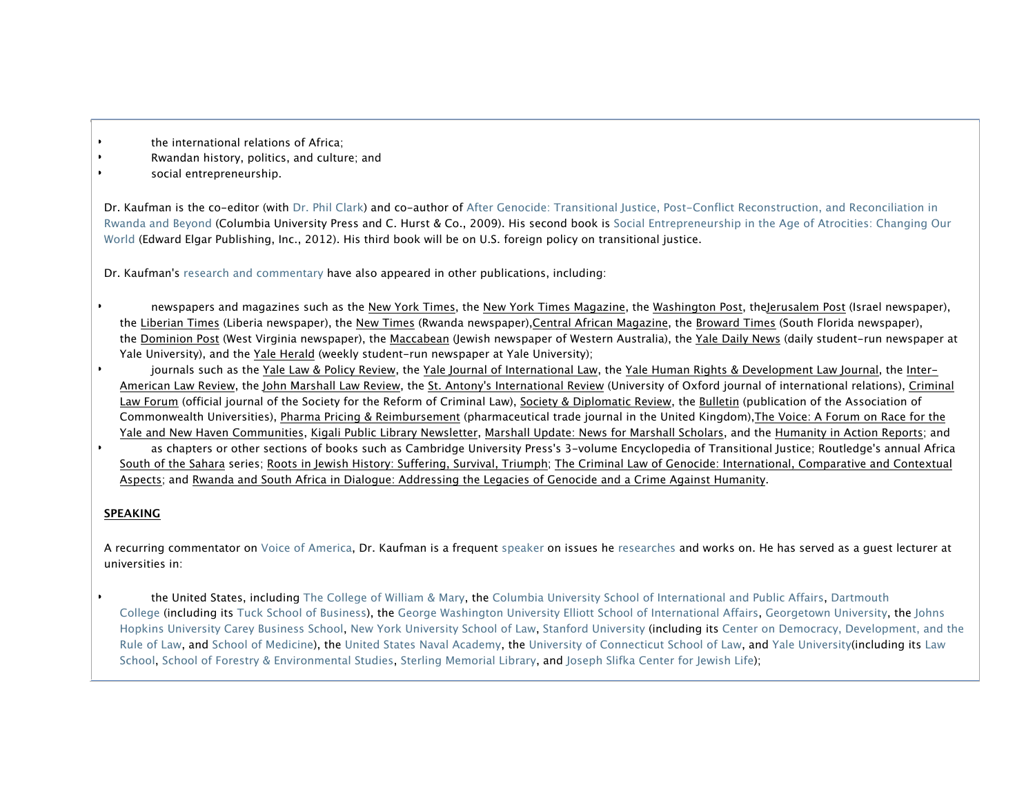- the international relations of Africa;
- Rwandan history, politics, and culture; and
- social entrepreneurship.

Dr. Kaufman is the co-editor (with Dr. Phil Clark) and co-author of After Genocide: Transitional Justice, Post-Conflict Reconstruction, and Reconciliation in Rwanda and Beyond (Columbia University Press and C. Hurst & Co., 2009). His second book is Social Entrepreneurship in the Age of Atrocities: Changing Our World (Edward Elgar Publishing, Inc., 2012). His third book will be on U.S. foreign policy on transitional justice.

Dr. Kaufman's research and commentary have also appeared in other publications, including:

- newspapers and magazines such as the New York Times, the New York Times Magazine, the Washington Post, theJerusalem Post (Israel newspaper), the Liberian Times (Liberia newspaper), the New Times (Rwanda newspaper),Central African Magazine, the Broward Times (South Florida newspaper), the Dominion Post (West Virginia newspaper), the Maccabean (Jewish newspaper of Western Australia), the Yale Daily News (daily student-run newspaper at Yale University), and the Yale Herald (weekly student-run newspaper at Yale University);
- journals such as the Yale Law & Policy Review, the Yale Journal of International Law, the Yale Human Rights & Development Law Journal, the Inter-American Law Review, the John Marshall Law Review, the St. Antony's International Review (University of Oxford journal of international relations), Criminal Law Forum (official journal of the Society for the Reform of Criminal Law), Society & Diplomatic Review, the Bulletin (publication of the Association of Commonwealth Universities), Pharma Pricing & Reimbursement (pharmaceutical trade journal in the United Kingdom),The Voice: A Forum on Race for the Yale and New Haven Communities, Kigali Public Library Newsletter, Marshall Update: News for Marshall Scholars, and the Humanity in Action Reports; and
- as chapters or other sections of books such as Cambridge University Press's 3-volume Encyclopedia of Transitional Justice; Routledge's annual Africa South of the Sahara series; Roots in Jewish History: Suffering, Survival, Triumph; The Criminal Law of Genocide: International, Comparative and Contextual Aspects; and Rwanda and South Africa in Dialogue: Addressing the Legacies of Genocide and a Crime Against Humanity.

**SPEAKING**

A recurring commentator on Voice of America, Dr. Kaufman is a frequent speaker on issues he researches and works on. He has served as a guest lecturer at universities in:

- the United States, including The College of William & Mary, the Columbia University School of International and Public Affairs, Dartmouth College (including its Tuck School of Business), the George Washington University Elliott School of International Affairs, Georgetown University, the Johns Hopkins University Carey Business School, New York University School of Law, Stanford University (including its Center on Democracy, Development, and the Rule of Law, and School of Medicine), the United States Naval Academy, the University of Connecticut School of Law, and Yale University(including its Law School, School of Forestry & Environmental Studies, Sterling Memorial Library, and Joseph Slifka Center for Jewish Life);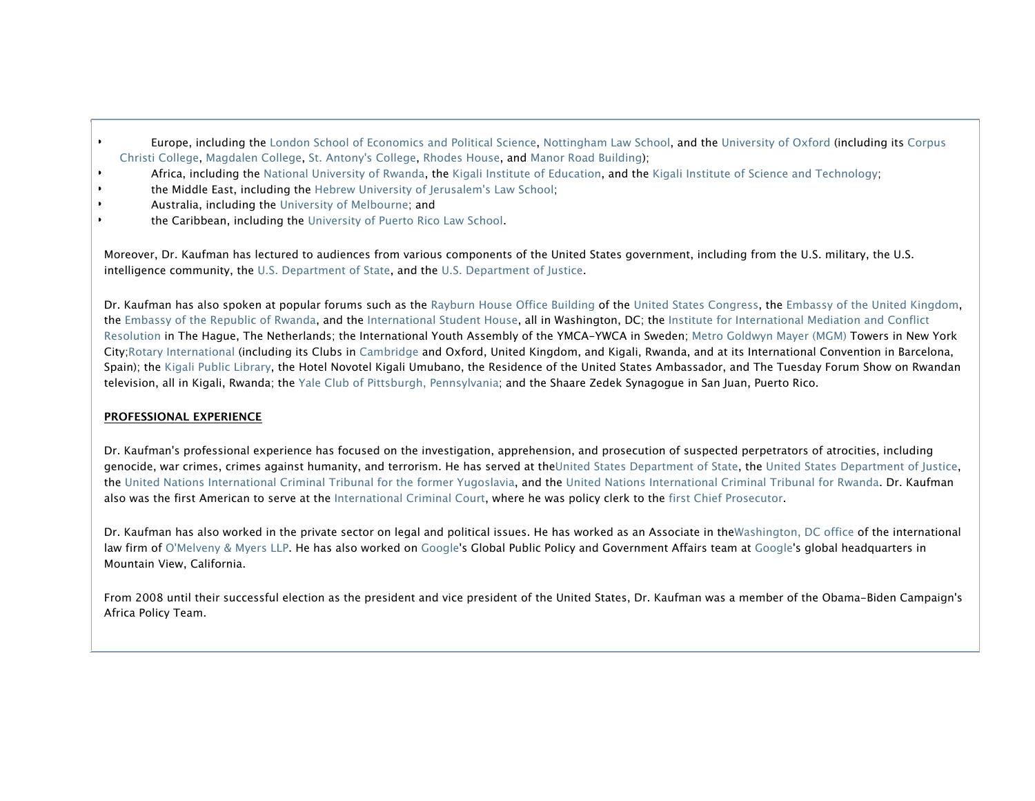- Europe, including the London School of Economics and Political Science, Nottingham Law School, and the University of Oxford (including its Corpus Christi College, Magdalen College, St. Antony's College, Rhodes House, and Manor Road Building);
- Africa, including the National University of Rwanda, the Kigali Institute of Education, and the Kigali Institute of Science and Technology;
- the Middle East, including the Hebrew University of Jerusalem's Law School;
- Australia, including the University of Melbourne; and
- the Caribbean, including the University of Puerto Rico Law School.

Moreover, Dr. Kaufman has lectured to audiences from various components of the United States government, including from the U.S. military, the U.S. intelligence community, the U.S. Department of State, and the U.S. Department of Justice.

Dr. Kaufman has also spoken at popular forums such as the Rayburn House Office Building of the United States Congress, the Embassy of the United Kingdom, the Embassy of the Republic of Rwanda, and the International Student House, all in Washington, DC; the Institute for International Mediation and Conflict Resolution in The Hague, The Netherlands; the International Youth Assembly of the YMCA-YWCA in Sweden; Metro Goldwyn Mayer (MGM) Towers in New York City;Rotary International (including its Clubs in Cambridge and Oxford, United Kingdom, and Kigali, Rwanda, and at its International Convention in Barcelona, Spain); the Kigali Public Library, the Hotel Novotel Kigali Umubano, the Residence of the United States Ambassador, and The Tuesday Forum Show on Rwandan television, all in Kigali, Rwanda; the Yale Club of Pittsburgh, Pennsylvania; and the Shaare Zedek Synagogue in San Juan, Puerto Rico.

## PROFESSIONAL EXPERIENCE

Dr. Kaufman's professional experience has focused on the investigation, apprehension, and prosecution of suspected perpetrators of atrocities, including genocide, war crimes, crimes against humanity, and terrorism. He has served at theUnited States Department of State, the United States Department of Justice, the United Nations International Criminal Tribunal for the former Yugoslavia, and the United Nations International Criminal Tribunal for Rwanda. Dr. Kaufman also was the first American to serve at the International Criminal Court, where he was policy clerk to the first Chief Prosecutor.

Dr. Kaufman has also worked in the private sector on legal and political issues. He has worked as an Associate in theWashington, DC office of the international law firm of O'Melveny & Myers LLP. He has also worked on Google's Global Public Policy and Government Affairs team at Google's global headquarters in Mountain View, California.

From 2008 until their successful election as the president and vice president of the United States, Dr. Kaufman was a member of the Obama-Biden Campaign's Africa Policy Team.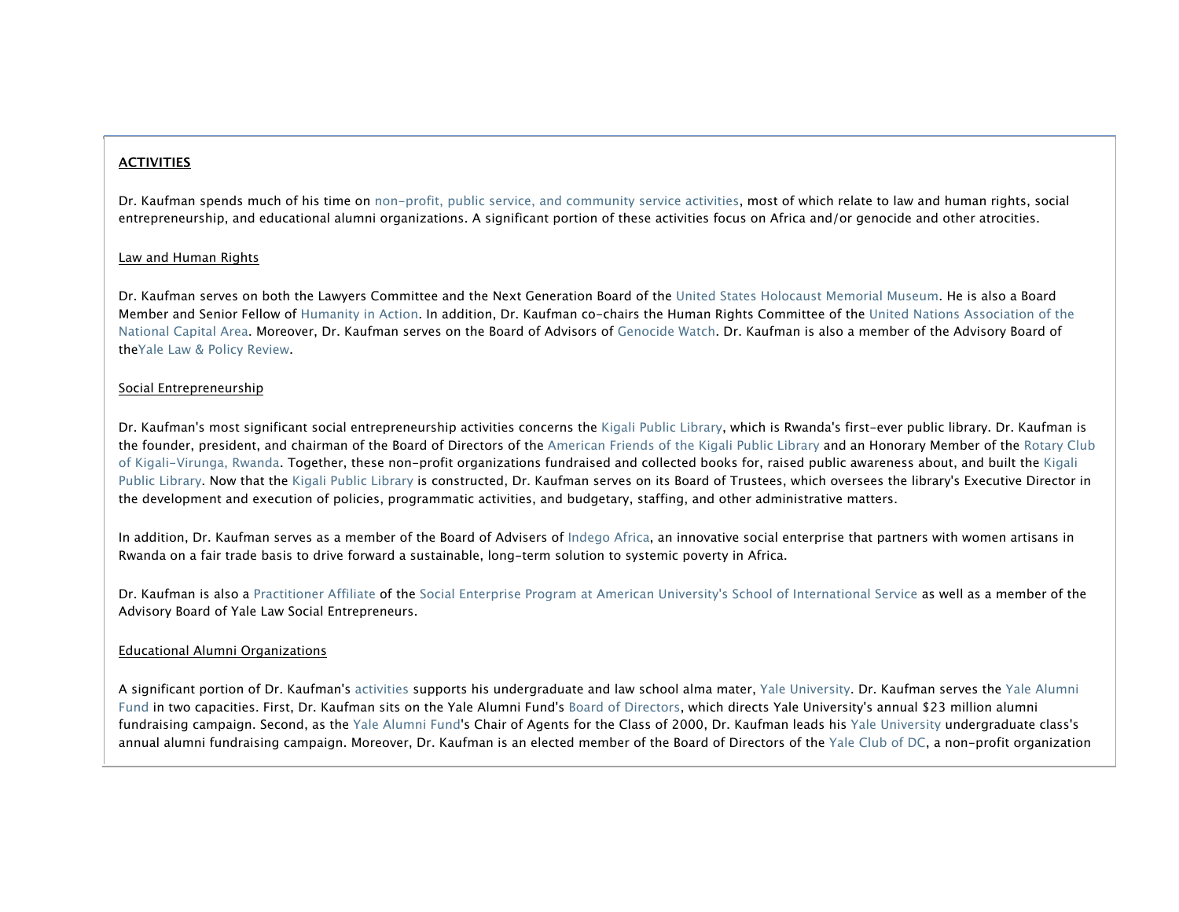**ACTIVITIES**

Dr. Kaufman spends much of his time on non-profit, public service, and community service activities, most of which relate to law and human rights, social entrepreneurship, and educational alumni organizations. A significant portion of these activities focus on Africa and/or genocide and other atrocities.

Law and Human Rights

Dr. Kaufman serves on both the Lawyers Committee and the Next Generation Board of the United States Holocaust Memorial Museum. He is also a Board Member and Senior Fellow of Humanity in Action. In addition, Dr. Kaufman co-chairs the Human Rights Committee of the United Nations Association of the National Capital Area. Moreover, Dr. Kaufman serves on the Board of Advisors of Genocide Watch. Dr. Kaufman is also a member of the Advisory Board of theYale Law & Policy Review.

Social Entrepreneurship

Dr. Kaufman's most significant social entrepreneurship activities concerns the Kigali Public Library, which is Rwanda's first-ever public library. Dr. Kaufman is the founder, president, and chairman of the Board of Directors of the American Friends of the Kigali Public Library and an Honorary Member of the Rotary Club of Kigali-Virunga, Rwanda. Together, these non-profit organizations fundraised and collected books for, raised public awareness about, and built the Kigali Public Library. Now that the Kigali Public Library is constructed, Dr. Kaufman serves on its Board of Trustees, which oversees the library's Executive Director in the development and execution of policies, programmatic activities, and budgetary, staffing, and other administrative matters.

In addition, Dr. Kaufman serves as a member of the Board of Advisers of Indego Africa, an innovative social enterprise that partners with women artisans in Rwanda on a fair trade basis to drive forward a sustainable, long-term solution to systemic poverty in Africa.

Dr. Kaufman is also a Practitioner Affiliate of the Social Enterprise Program at American University's School of International Service as well as a member of the Advisory Board of Yale Law Social Entrepreneurs.

Educational Alumni Organizations

A significant portion of Dr. Kaufman's activities supports his undergraduate and law school alma mater, Yale University. Dr. Kaufman serves the Yale Alumni Fund in two capacities. First, Dr. Kaufman sits on the Yale Alumni Fund's Board of Directors, which directs Yale University's annual $23 million alumni fundraising campaign. Second, as the Yale Alumni Fund's Chair of Agents for the Class of 2000, Dr. Kaufman leads his Yale University undergraduate class's annual alumni fundraising campaign. Moreover, Dr. Kaufman is an elected member of the Board of Directors of the Yale Club of DC, a non-profit organization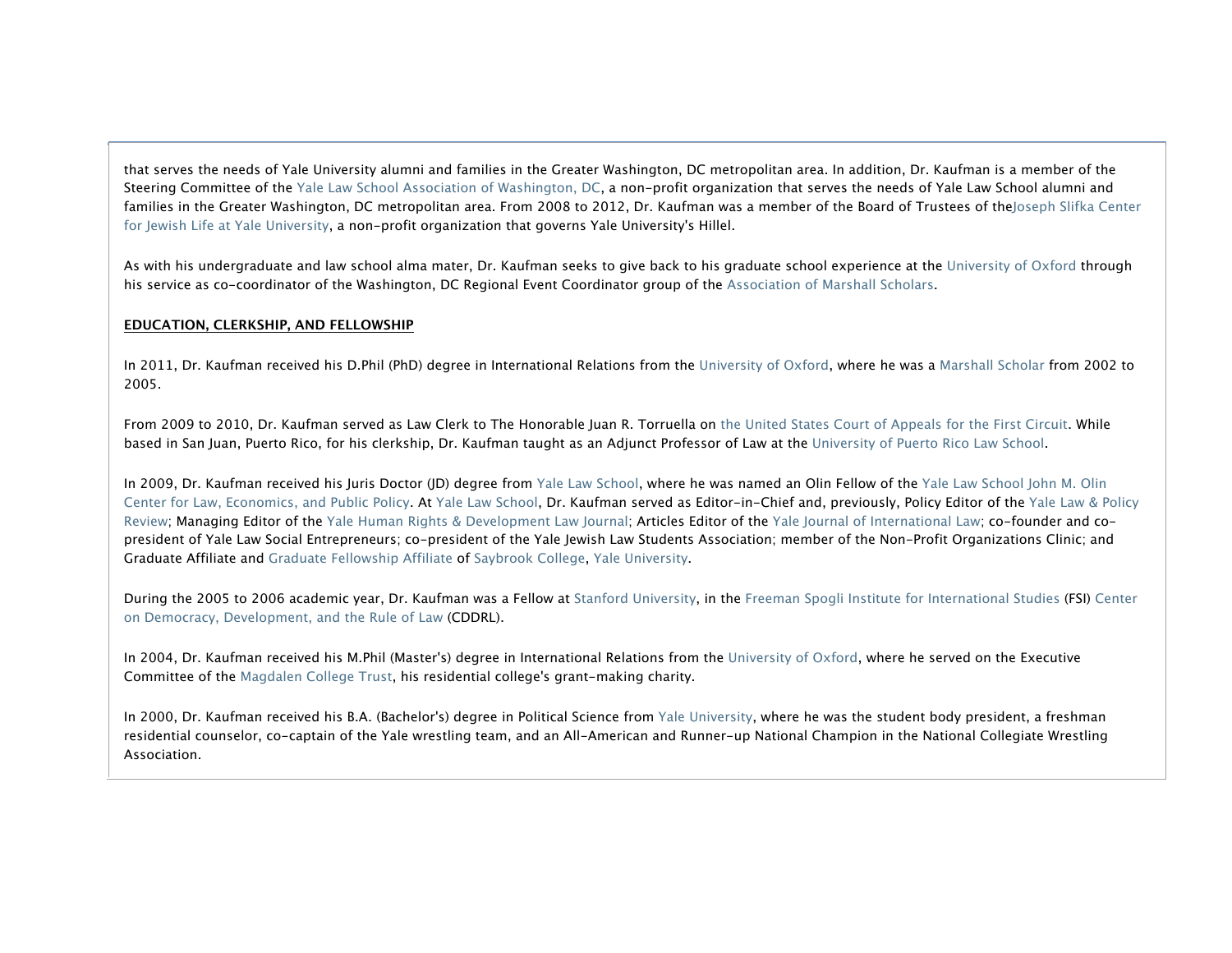that serves the needs of Yale University alumni and families in the Greater Washington, DC metropolitan area. In addition, Dr. Kaufman is a member of the Steering Committee of the Yale Law School Association of Washington, DC, a non-profit organization that serves the needs of Yale Law School alumni and families in the Greater Washington, DC metropolitan area. From 2008 to 2012, Dr. Kaufman was a member of the Board of Trustees of theJoseph Slifka Center for Jewish Life at Yale University, a non-profit organization that governs Yale University's Hillel.

As with his undergraduate and law school alma mater, Dr. Kaufman seeks to give back to his graduate school experience at the University of Oxford through his service as co-coordinator of the Washington, DC Regional Event Coordinator group of the Association of Marshall Scholars.

**EDUCATION, CLERKSHIP, AND FELLOWSHIP**

In 2011, Dr. Kaufman received his D.Phil (PhD) degree in International Relations from the University of Oxford, where he was a Marshall Scholar from 2002 to 2005.

From 2009 to 2010, Dr. Kaufman served as Law Clerk to The Honorable Juan R. Torruella on the United States Court of Appeals for the First Circuit. While based in San Juan, Puerto Rico, for his clerkship, Dr. Kaufman taught as an Adjunct Professor of Law at the University of Puerto Rico Law School.

In 2009, Dr. Kaufman received his Juris Doctor (JD) degree from Yale Law School, where he was named an Olin Fellow of the Yale Law School John M. Olin Center for Law, Economics, and Public Policy. At Yale Law School, Dr. Kaufman served as Editor-in-Chief and, previously, Policy Editor of the Yale Law & Policy Review; Managing Editor of the Yale Human Rights & Development Law Journal; Articles Editor of the Yale Journal of International Law; co-founder and co-president of Yale Law Social Entrepreneurs; co-president of the Yale Jewish Law Students Association; member of the Non-Profit Organizations Clinic; and Graduate Affiliate and Graduate Fellowship Affiliate of Saybrook College, Yale University.

During the 2005 to 2006 academic year, Dr. Kaufman was a Fellow at Stanford University, in the Freeman Spogli Institute for International Studies (FSI) Center on Democracy, Development, and the Rule of Law (CDDRL).

In 2004, Dr. Kaufman received his M.Phil (Master's) degree in International Relations from the University of Oxford, where he served on the Executive Committee of the Magdalen College Trust, his residential college's grant-making charity.

In 2000, Dr. Kaufman received his B.A. (Bachelor's) degree in Political Science from Yale University, where he was the student body president, a freshman residential counselor, co-captain of the Yale wrestling team, and an All-American and Runner-up National Champion in the National Collegiate Wrestling Association.